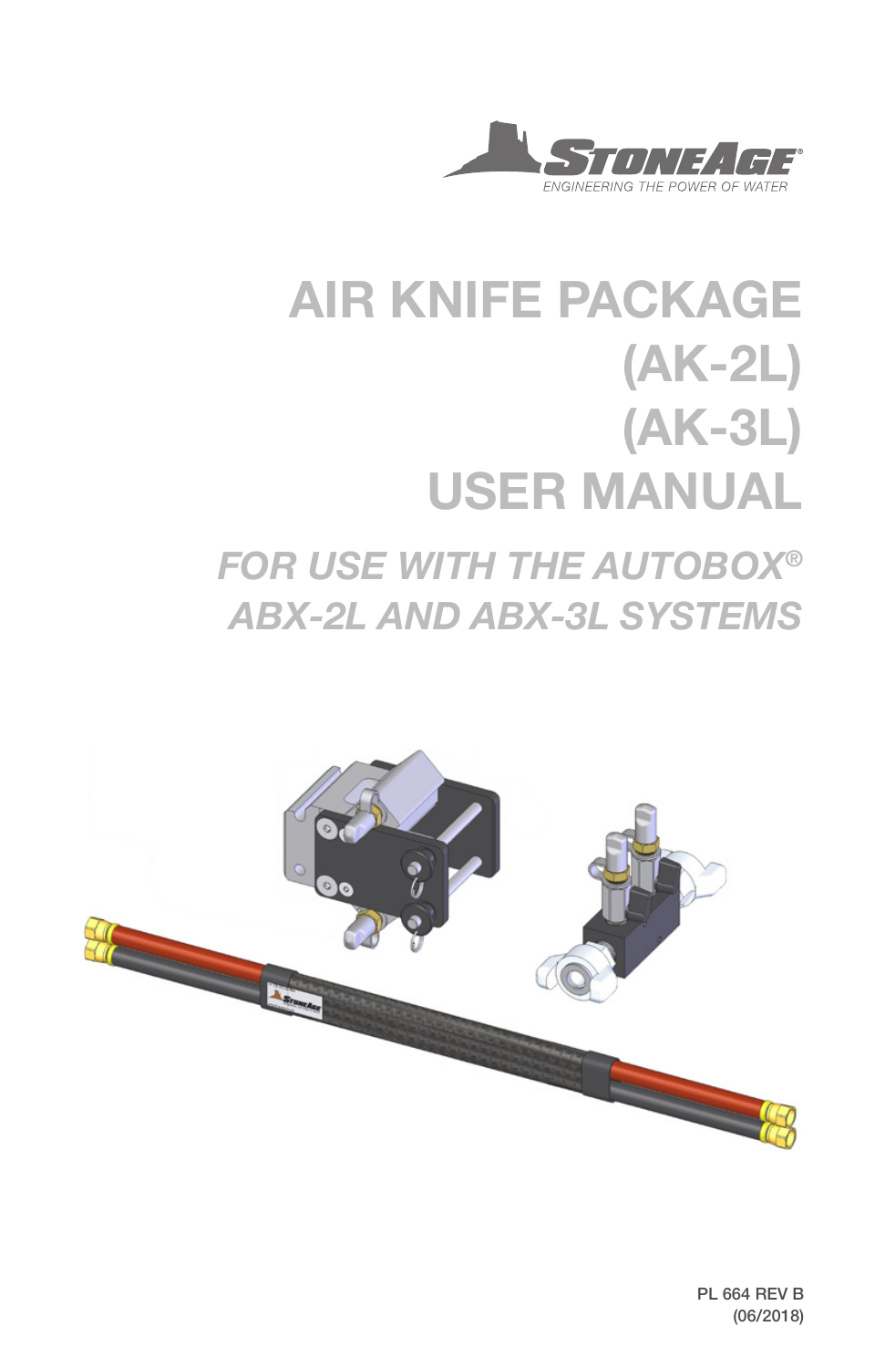STONEAGE®
ENGINEERING THE POWER OF WATER

# AIR KNIFE PACKAGE (AK-2L) (AK-3L) USER MANUAL

## *FOR USE WITH THE AUTOBOX® ABX-2L AND ABX-3L SYSTEMS*

PL 664 REV B
(06/2018)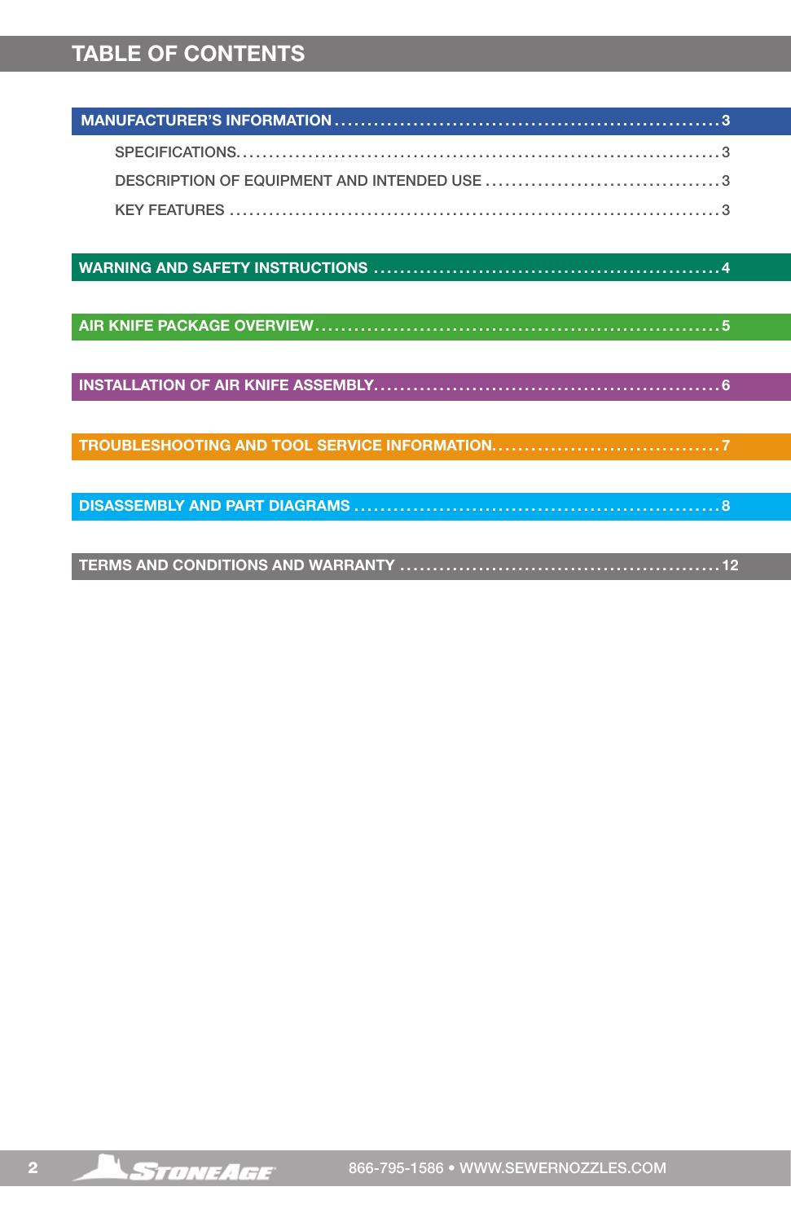# TABLE OF CONTENTS

**MANUFACTURER'S INFORMATION** .......... 3

- SPECIFICATIONS .......... 3
- DESCRIPTION OF EQUIPMENT AND INTENDED USE .......... 3
- KEY FEATURES .......... 3

**WARNING AND SAFETY INSTRUCTIONS** .......... 4

**AIR KNIFE PACKAGE OVERVIEW** .......... 5

**INSTALLATION OF AIR KNIFE ASSEMBLY** .......... 6

**TROUBLESHOOTING AND TOOL SERVICE INFORMATION** .......... 7

**DISASSEMBLY AND PART DIAGRAMS** .......... 8

**TERMS AND CONDITIONS AND WARRANTY** .......... 12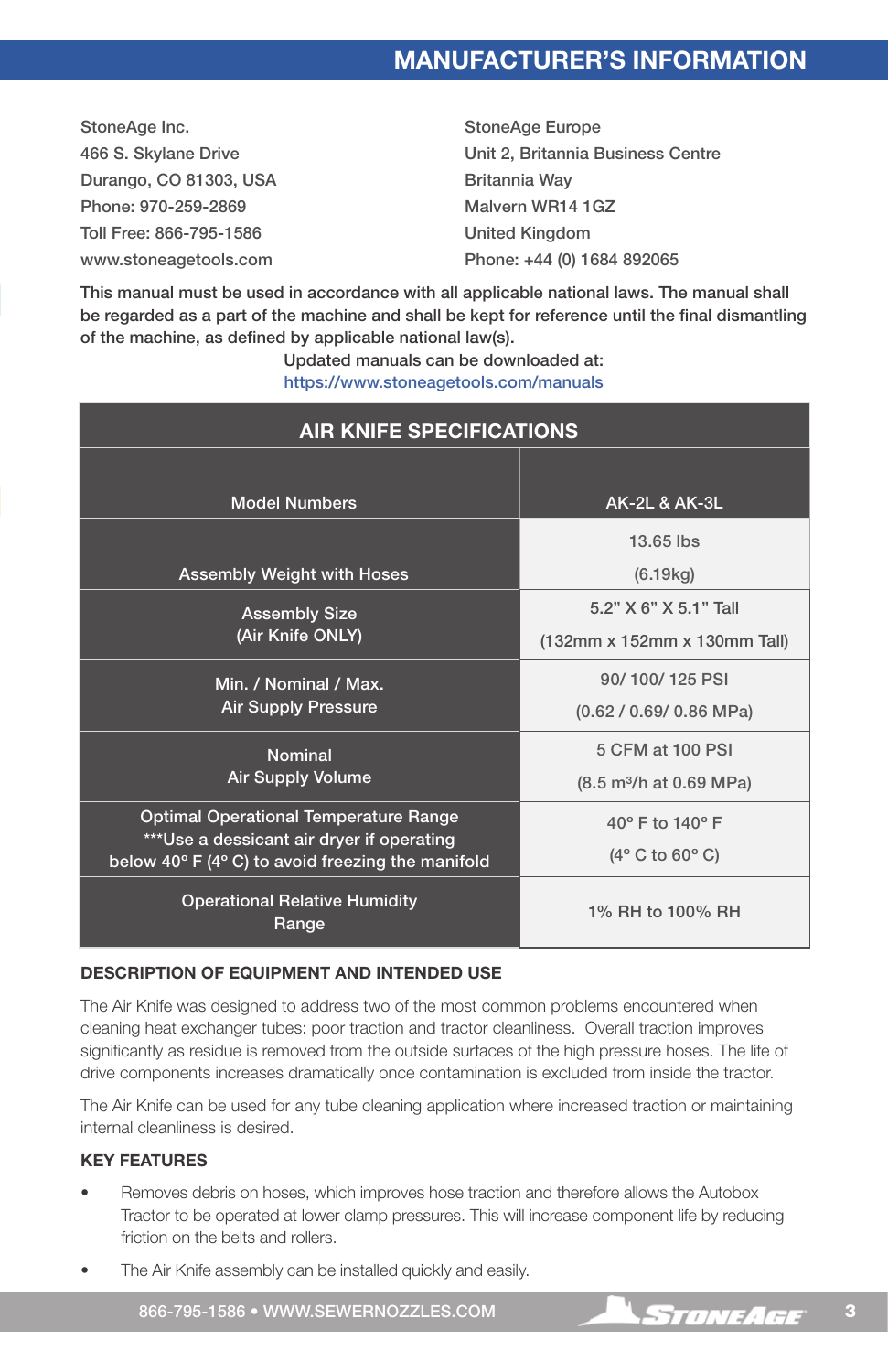## MANUFACTURER'S INFORMATION

StoneAge Inc.
466 S. Skylane Drive
Durango, CO 81303, USA
Phone: 970-259-2869
Toll Free: 866-795-1586
www.stoneagetools.com

StoneAge Europe
Unit 2, Britannia Business Centre
Britannia Way
Malvern WR14 1GZ
United Kingdom
Phone: +44 (0) 1684 892065

This manual must be used in accordance with all applicable national laws. The manual shall be regarded as a part of the machine and shall be kept for reference until the final dismantling of the machine, as defined by applicable national law(s).

Updated manuals can be downloaded at:
https://www.stoneagetools.com/manuals

| AIR KNIFE SPECIFICATIONS | |
|---|---|
| Model Numbers | AK-2L & AK-3L |
| Assembly Weight with Hoses | 13.65 lbs (6.19kg) |
| Assembly Size (Air Knife ONLY) | 5.2" X 6" X 5.1" Tall (132mm x 152mm x 130mm Tall) |
| Min. / Nominal / Max. Air Supply Pressure | 90/ 100/ 125 PSI (0.62 / 0.69/ 0.86 MPa) |
| Nominal Air Supply Volume | 5 CFM at 100 PSI (8.5 m³/h at 0.69 MPa) |
| Optimal Operational Temperature Range ***Use a dessicant air dryer if operating below 40° F (4° C) to avoid freezing the manifold | 40° F to 140° F (4° C to 60° C) |
| Operational Relative Humidity Range | 1% RH to 100% RH |

### DESCRIPTION OF EQUIPMENT AND INTENDED USE

The Air Knife was designed to address two of the most common problems encountered when cleaning heat exchanger tubes: poor traction and tractor cleanliness. Overall traction improves significantly as residue is removed from the outside surfaces of the high pressure hoses. The life of drive components increases dramatically once contamination is excluded from inside the tractor.

The Air Knife can be used for any tube cleaning application where increased traction or maintaining internal cleanliness is desired.

### KEY FEATURES

- Removes debris on hoses, which improves hose traction and therefore allows the Autobox Tractor to be operated at lower clamp pressures. This will increase component life by reducing friction on the belts and rollers.
- The Air Knife assembly can be installed quickly and easily.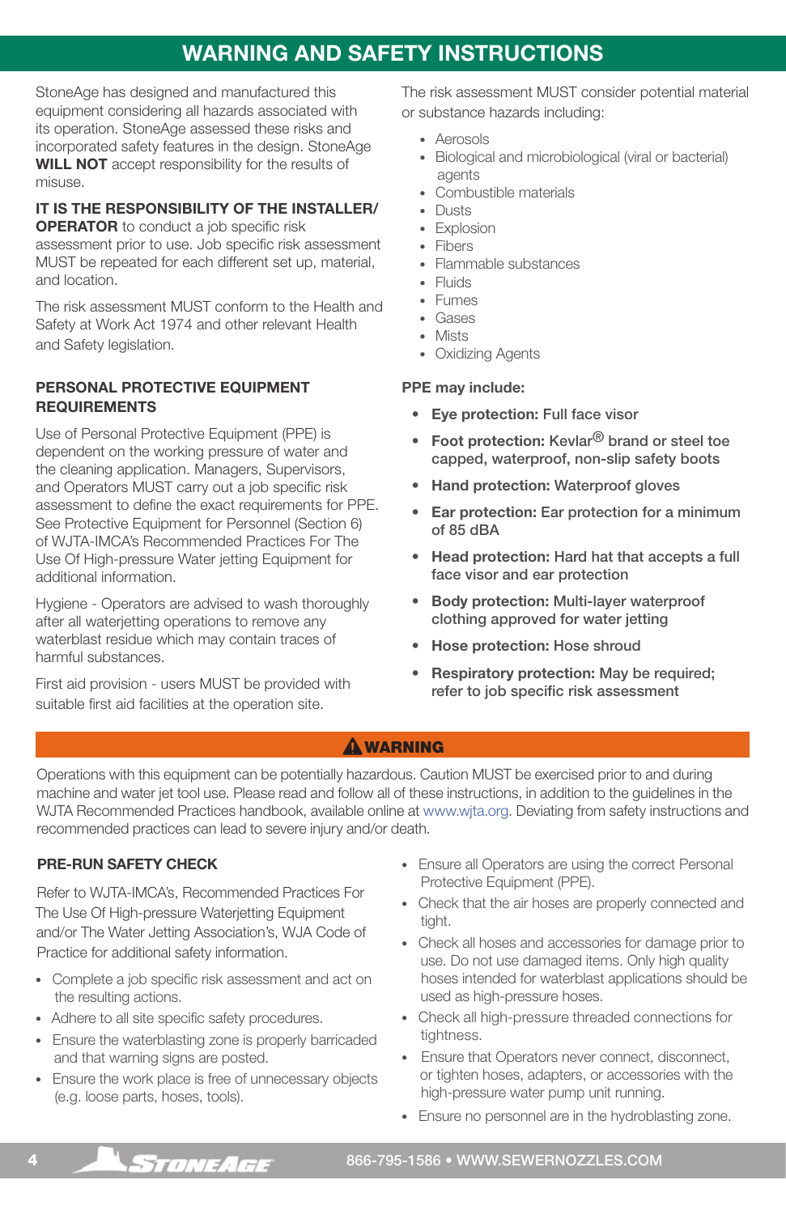# WARNING AND SAFETY INSTRUCTIONS

StoneAge has designed and manufactured this equipment considering all hazards associated with its operation. StoneAge assessed these risks and incorporated safety features in the design. StoneAge **WILL NOT** accept responsibility for the results of misuse.

**IT IS THE RESPONSIBILITY OF THE INSTALLER/ OPERATOR** to conduct a job specific risk assessment prior to use. Job specific risk assessment MUST be repeated for each different set up, material, and location.

The risk assessment MUST conform to the Health and Safety at Work Act 1974 and other relevant Health and Safety legislation.

The risk assessment MUST consider potential material or substance hazards including:

- Aerosols
- Biological and microbiological (viral or bacterial) agents
- Combustible materials
- Dusts
- Explosion
- Fibers
- Flammable substances
- Fluids
- Fumes
- Gases
- Mists
- Oxidizing Agents

## PERSONAL PROTECTIVE EQUIPMENT REQUIREMENTS

Use of Personal Protective Equipment (PPE) is dependent on the working pressure of water and the cleaning application. Managers, Supervisors, and Operators MUST carry out a job specific risk assessment to define the exact requirements for PPE. See Protective Equipment for Personnel (Section 6) of WJTA-IMCA's Recommended Practices For The Use Of High-pressure Water jetting Equipment for additional information.

Hygiene - Operators are advised to wash thoroughly after all waterjetting operations to remove any waterblast residue which may contain traces of harmful substances.

First aid provision - users MUST be provided with suitable first aid facilities at the operation site.

**PPE may include:**

- **Eye protection: Full face visor**
- **Foot protection: Kevlar® brand or steel toe capped, waterproof, non-slip safety boots**
- **Hand protection: Waterproof gloves**
- **Ear protection: Ear protection for a minimum of 85 dBA**
- **Head protection: Hard hat that accepts a full face visor and ear protection**
- **Body protection: Multi-layer waterproof clothing approved for water jetting**
- **Hose protection: Hose shroud**
- **Respiratory protection: May be required; refer to job specific risk assessment**

## ⚠ WARNING

Operations with this equipment can be potentially hazardous. Caution MUST be exercised prior to and during machine and water jet tool use. Please read and follow all of these instructions, in addition to the guidelines in the WJTA Recommended Practices handbook, available online at www.wjta.org. Deviating from safety instructions and recommended practices can lead to severe injury and/or death.

## PRE-RUN SAFETY CHECK

Refer to WJTA-IMCA's, Recommended Practices For The Use Of High-pressure Waterjetting Equipment and/or The Water Jetting Association's, WJA Code of Practice for additional safety information.

- Complete a job specific risk assessment and act on the resulting actions.
- Adhere to all site specific safety procedures.
- Ensure the waterblasting zone is properly barricaded and that warning signs are posted.
- Ensure the work place is free of unnecessary objects (e.g. loose parts, hoses, tools).
- Ensure all Operators are using the correct Personal Protective Equipment (PPE).
- Check that the air hoses are properly connected and tight.
- Check all hoses and accessories for damage prior to use. Do not use damaged items. Only high quality hoses intended for waterblast applications should be used as high-pressure hoses.
- Check all high-pressure threaded connections for tightness.
- Ensure that Operators never connect, disconnect, or tighten hoses, adapters, or accessories with the high-pressure water pump unit running.
- Ensure no personnel are in the hydroblasting zone.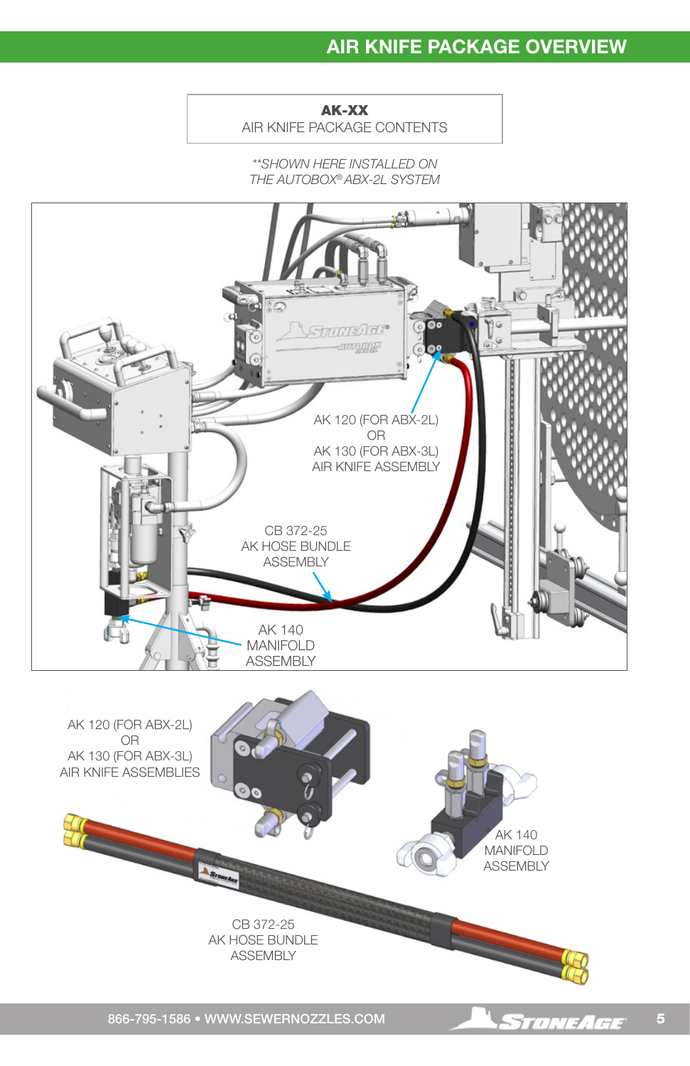# AIR KNIFE PACKAGE OVERVIEW

**AK-XX**
AIR KNIFE PACKAGE CONTENTS

*\*\*SHOWN HERE INSTALLED ON THE AUTOBOX® ABX-2L SYSTEM*

AK 120 (FOR ABX-2L)
OR
AK 130 (FOR ABX-3L)
AIR KNIFE ASSEMBLY

CB 372-25
AK HOSE BUNDLE
ASSEMBLY

AK 140
MANIFOLD
ASSEMBLY

AK 120 (FOR ABX-2L)
OR
AK 130 (FOR ABX-3L)
AIR KNIFE ASSEMBLIES

AK 140
MANIFOLD
ASSEMBLY

CB 372-25
AK HOSE BUNDLE
ASSEMBLY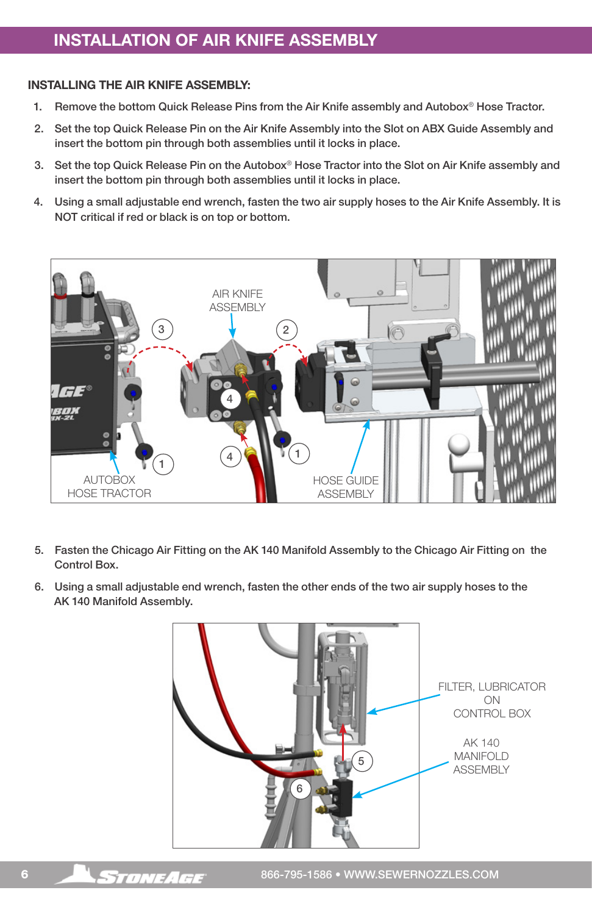# INSTALLATION OF AIR KNIFE ASSEMBLY

**INSTALLING THE AIR KNIFE ASSEMBLY:**

1. Remove the bottom Quick Release Pins from the Air Knife assembly and Autobox® Hose Tractor.
2. Set the top Quick Release Pin on the Air Knife Assembly into the Slot on ABX Guide Assembly and insert the bottom pin through both assemblies until it locks in place.
3. Set the top Quick Release Pin on the Autobox® Hose Tractor into the Slot on Air Knife assembly and insert the bottom pin through both assemblies until it locks in place.
4. Using a small adjustable end wrench, fasten the two air supply hoses to the Air Knife Assembly. It is NOT critical if red or black is on top or bottom.

AIR KNIFE ASSEMBLY

AUTOBOX HOSE TRACTOR

HOSE GUIDE ASSEMBLY

5. Fasten the Chicago Air Fitting on the AK 140 Manifold Assembly to the Chicago Air Fitting on the Control Box.
6. Using a small adjustable end wrench, fasten the other ends of the two air supply hoses to the AK 140 Manifold Assembly.

FILTER, LUBRICATOR ON CONTROL BOX

AK 140 MANIFOLD ASSEMBLY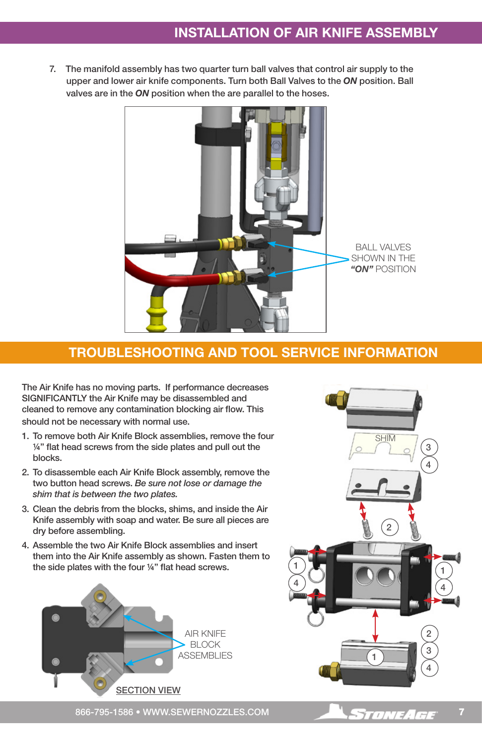## INSTALLATION OF AIR KNIFE ASSEMBLY

7. The manifold assembly has two quarter turn ball valves that control air supply to the upper and lower air knife components. Turn both Ball Valves to the ***ON*** position. Ball valves are in the ***ON*** position when the are parallel to the hoses.

BALL VALVES SHOWN IN THE ***"ON"*** POSITION

## TROUBLESHOOTING AND TOOL SERVICE INFORMATION

The Air Knife has no moving parts. If performance decreases SIGNIFICANTLY the Air Knife may be disassembled and cleaned to remove any contamination blocking air flow. This should not be necessary with normal use.

1. To remove both Air Knife Block assemblies, remove the four ¼" flat head screws from the side plates and pull out the blocks.
2. To disassemble each Air Knife Block assembly, remove the two button head screws. *Be sure not lose or damage the shim that is between the two plates.*
3. Clean the debris from the blocks, shims, and inside the Air Knife assembly with soap and water. Be sure all pieces are dry before assembling.
4. Assemble the two Air Knife Block assemblies and insert them into the Air Knife assembly as shown. Fasten them to the side plates with the four ¼" flat head screws.

AIR KNIFE BLOCK ASSEMBLIES

SECTION VIEW

SHIM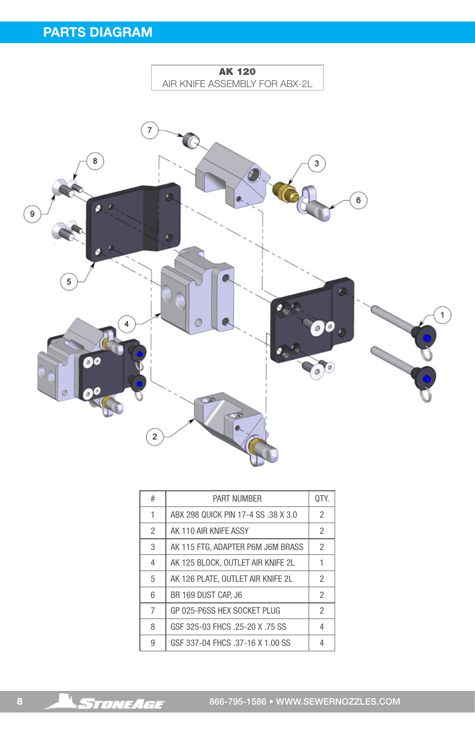# PARTS DIAGRAM

**AK 120**
AIR KNIFE ASSEMBLY FOR ABX-2L

| # | PART NUMBER | QTY. |
|---|---|---|
| 1 | ABX 298 QUICK PIN 17-4 SS .38 X 3.0 | 2 |
| 2 | AK 110 AIR KNIFE ASSY | 2 |
| 3 | AK 115 FTG, ADAPTER P6M J6M BRASS | 2 |
| 4 | AK 125 BLOCK, OUTLET AIR KNIFE 2L | 1 |
| 5 | AK 126 PLATE, OUTLET AIR KNIFE 2L | 2 |
| 6 | BR 169 DUST CAP, J6 | 2 |
| 7 | GP 025-P6SS HEX SOCKET PLUG | 2 |
| 8 | GSF 325-03 FHCS .25-20 X .75 SS | 4 |
| 9 | GSF 337-04 FHCS .37-16 X 1.00 SS | 4 |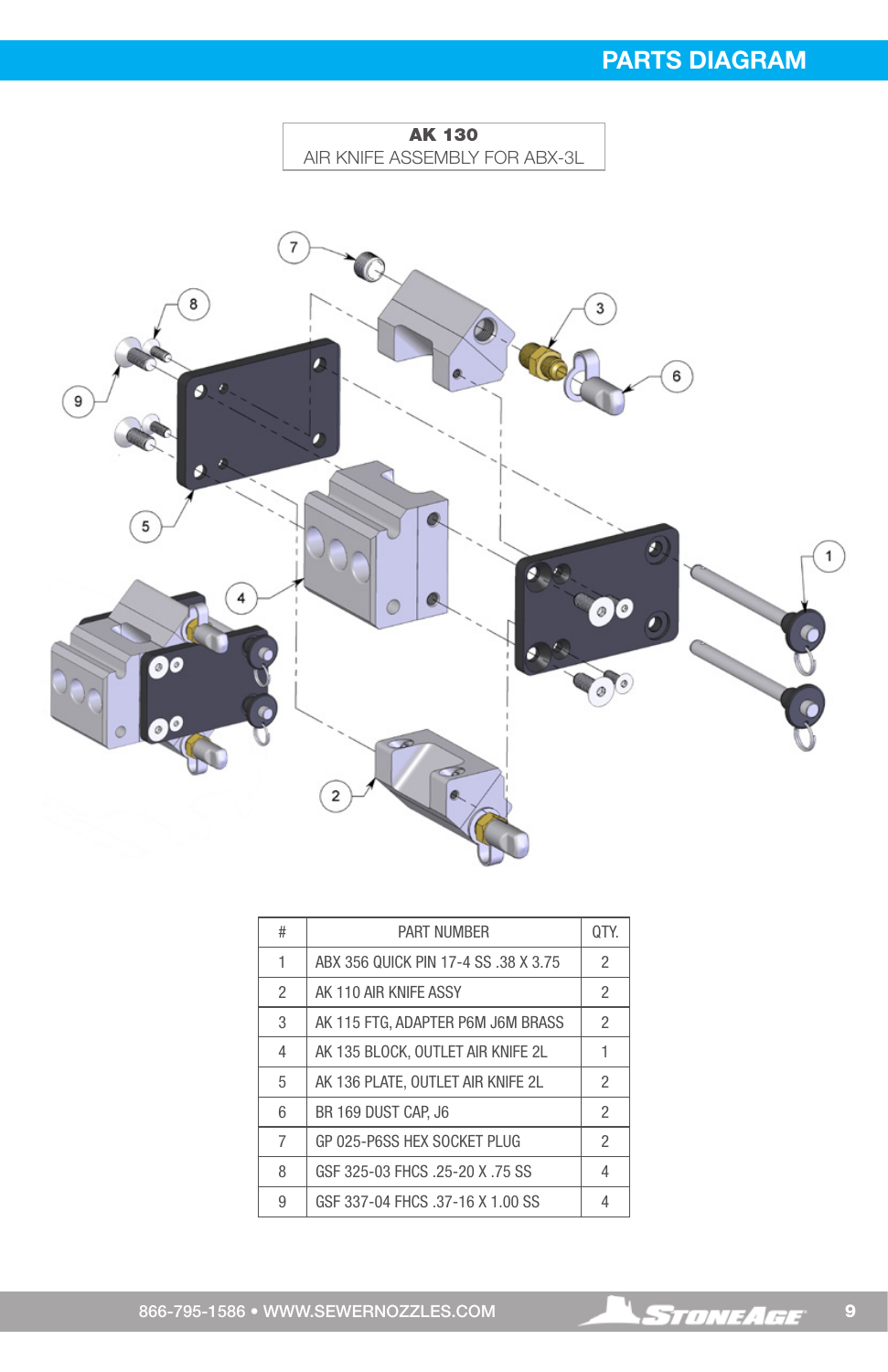# PARTS DIAGRAM

**AK 130**
AIR KNIFE ASSEMBLY FOR ABX-3L

| # | PART NUMBER | QTY. |
|---|---|---|
| 1 | ABX 356 QUICK PIN 17-4 SS .38 X 3.75 | 2 |
| 2 | AK 110 AIR KNIFE ASSY | 2 |
| 3 | AK 115 FTG, ADAPTER P6M J6M BRASS | 2 |
| 4 | AK 135 BLOCK, OUTLET AIR KNIFE 2L | 1 |
| 5 | AK 136 PLATE, OUTLET AIR KNIFE 2L | 2 |
| 6 | BR 169 DUST CAP, J6 | 2 |
| 7 | GP 025-P6SS HEX SOCKET PLUG | 2 |
| 8 | GSF 325-03 FHCS .25-20 X .75 SS | 4 |
| 9 | GSF 337-04 FHCS .37-16 X 1.00 SS | 4 |

866-795-1586 • WWW.SEWERNOZZLES.COM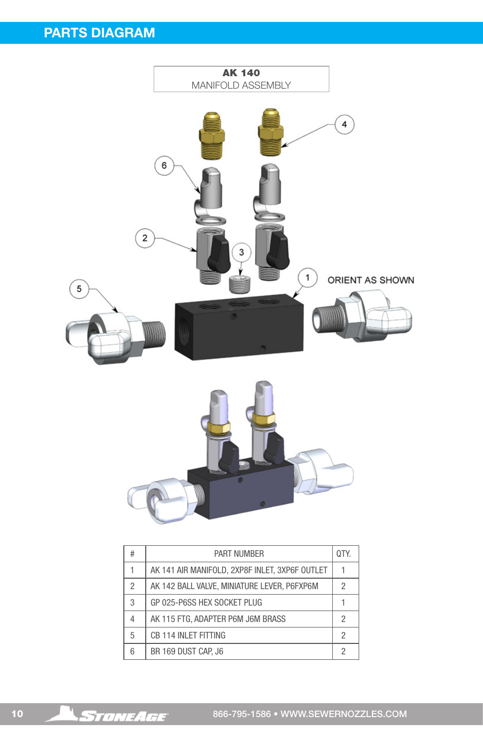## PARTS DIAGRAM

**AK 140**
MANIFOLD ASSEMBLY

ORIENT AS SHOWN

| # | PART NUMBER | QTY. |
|---|---|---|
| 1 | AK 141 AIR MANIFOLD, 2XP8F INLET, 3XP6F OUTLET | 1 |
| 2 | AK 142 BALL VALVE, MINIATURE LEVER, P6FXP6M | 2 |
| 3 | GP 025-P6SS HEX SOCKET PLUG | 1 |
| 4 | AK 115 FTG, ADAPTER P6M J6M BRASS | 2 |
| 5 | CB 114 INLET FITTING | 2 |
| 6 | BR 169 DUST CAP, J6 | 2 |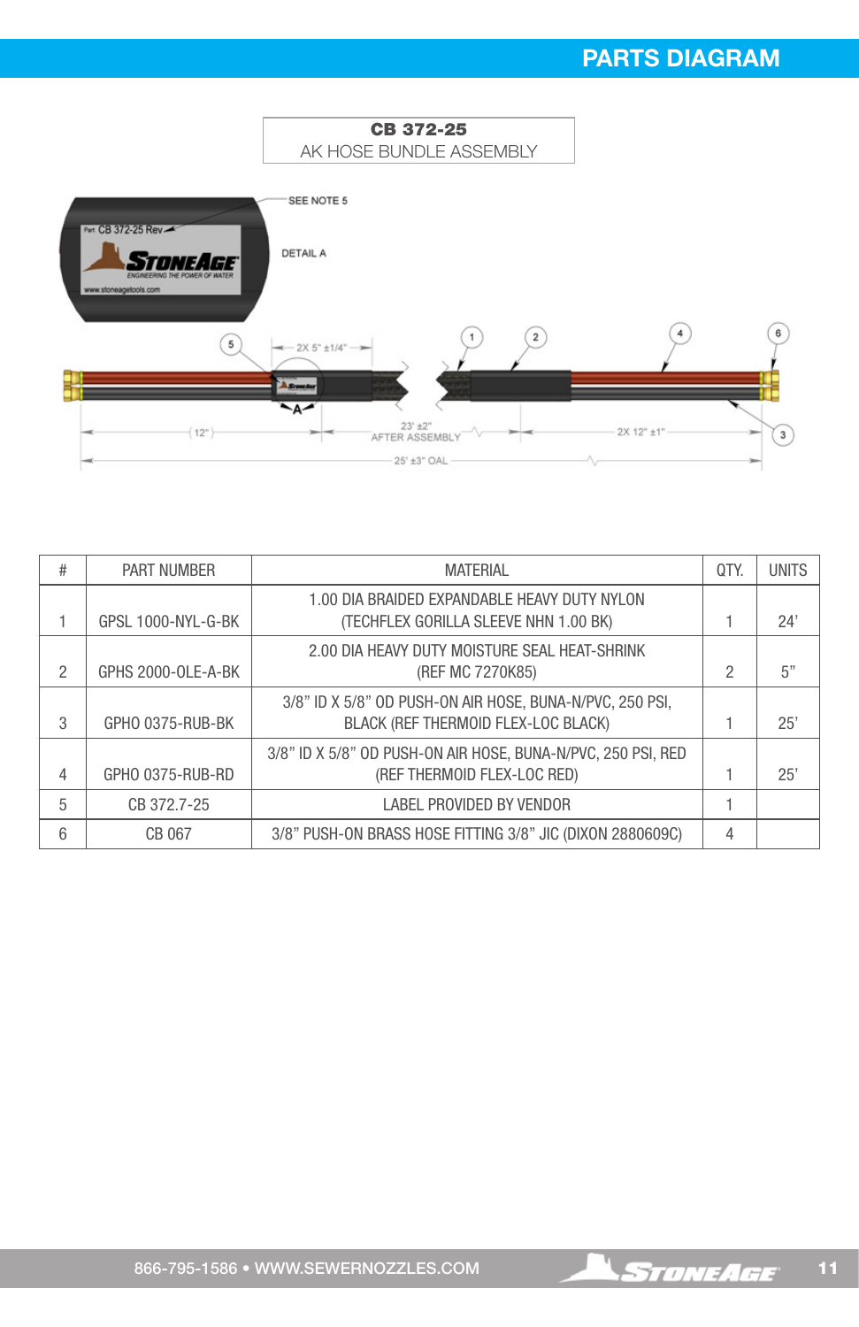# PARTS DIAGRAM

**CB 372-25**
AK HOSE BUNDLE ASSEMBLY

SEE NOTE 5

DETAIL A

Part CB 372-25 Rev

STONEAGE
ENGINEERING THE POWER OF WATER
www.stoneagetools.com

2X 5" ±1/4"

A

12"

23' ±2"
AFTER ASSEMBLY

2X 12" ±1"

25' ±3" OAL

| # | PART NUMBER | MATERIAL | QTY. | UNITS |
|---|---|---|---|---|
| 1 | GPSL 1000-NYL-G-BK | 1.00 DIA BRAIDED EXPANDABLE HEAVY DUTY NYLON (TECHFLEX GORILLA SLEEVE NHN 1.00 BK) | 1 | 24' |
| 2 | GPHS 2000-OLE-A-BK | 2.00 DIA HEAVY DUTY MOISTURE SEAL HEAT-SHRINK (REF MC 7270K85) | 2 | 5" |
| 3 | GPHO 0375-RUB-BK | 3/8" ID X 5/8" OD PUSH-ON AIR HOSE, BUNA-N/PVC, 250 PSI, BLACK (REF THERMOID FLEX-LOC BLACK) | 1 | 25' |
| 4 | GPHO 0375-RUB-RD | 3/8" ID X 5/8" OD PUSH-ON AIR HOSE, BUNA-N/PVC, 250 PSI, RED (REF THERMOID FLEX-LOC RED) | 1 | 25' |
| 5 | CB 372.7-25 | LABEL PROVIDED BY VENDOR | 1 | |
| 6 | CB 067 | 3/8" PUSH-ON BRASS HOSE FITTING 3/8" JIC (DIXON 2880609C) | 4 | |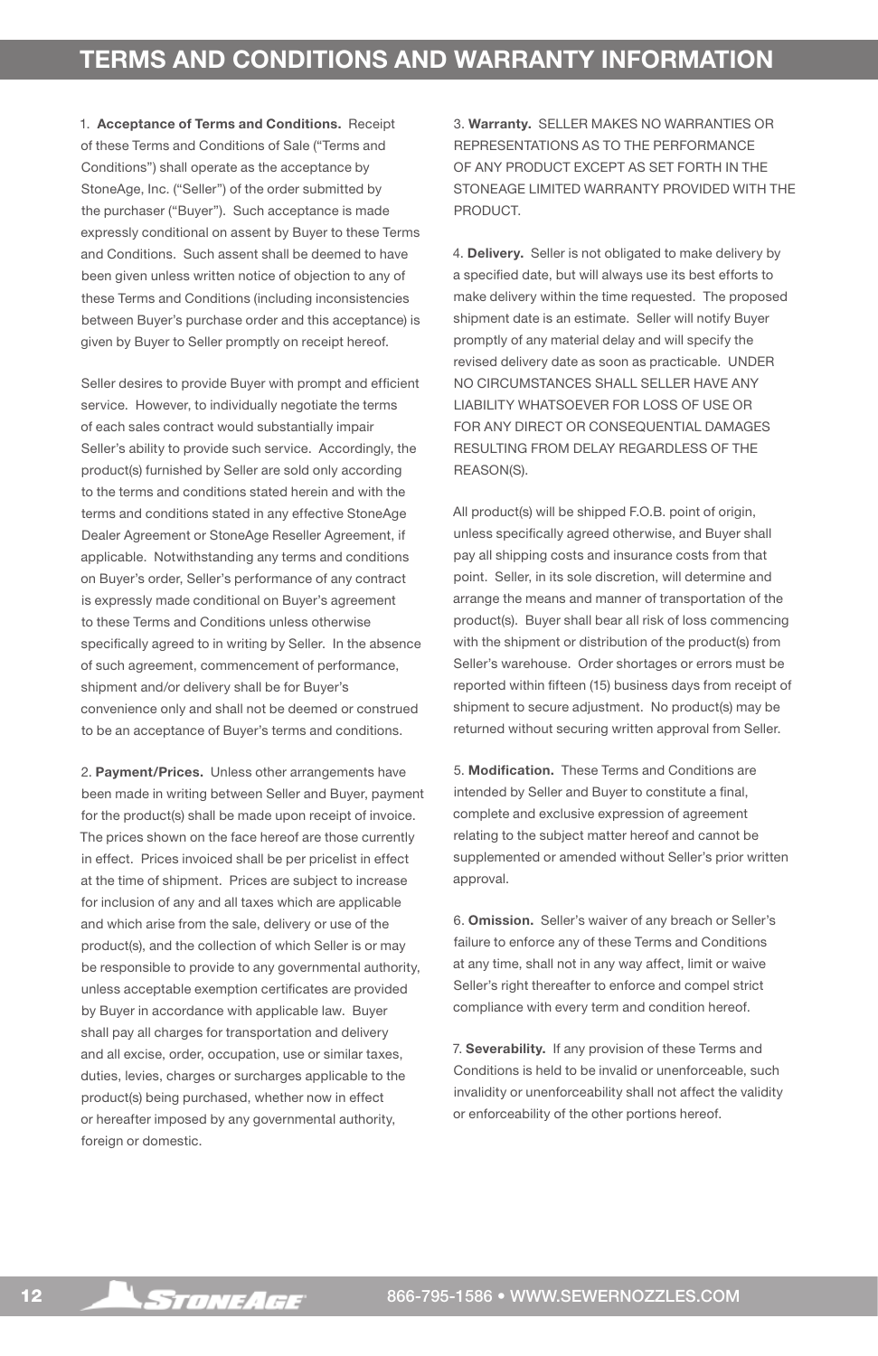# TERMS AND CONDITIONS AND WARRANTY INFORMATION

1. **Acceptance of Terms and Conditions.** Receipt of these Terms and Conditions of Sale ("Terms and Conditions") shall operate as the acceptance by StoneAge, Inc. ("Seller") of the order submitted by the purchaser ("Buyer"). Such acceptance is made expressly conditional on assent by Buyer to these Terms and Conditions. Such assent shall be deemed to have been given unless written notice of objection to any of these Terms and Conditions (including inconsistencies between Buyer's purchase order and this acceptance) is given by Buyer to Seller promptly on receipt hereof.

Seller desires to provide Buyer with prompt and efficient service. However, to individually negotiate the terms of each sales contract would substantially impair Seller's ability to provide such service. Accordingly, the product(s) furnished by Seller are sold only according to the terms and conditions stated herein and with the terms and conditions stated in any effective StoneAge Dealer Agreement or StoneAge Reseller Agreement, if applicable. Notwithstanding any terms and conditions on Buyer's order, Seller's performance of any contract is expressly made conditional on Buyer's agreement to these Terms and Conditions unless otherwise specifically agreed to in writing by Seller. In the absence of such agreement, commencement of performance, shipment and/or delivery shall be for Buyer's convenience only and shall not be deemed or construed to be an acceptance of Buyer's terms and conditions.

2. **Payment/Prices.** Unless other arrangements have been made in writing between Seller and Buyer, payment for the product(s) shall be made upon receipt of invoice. The prices shown on the face hereof are those currently in effect. Prices invoiced shall be per pricelist in effect at the time of shipment. Prices are subject to increase for inclusion of any and all taxes which are applicable and which arise from the sale, delivery or use of the product(s), and the collection of which Seller is or may be responsible to provide to any governmental authority, unless acceptable exemption certificates are provided by Buyer in accordance with applicable law. Buyer shall pay all charges for transportation and delivery and all excise, order, occupation, use or similar taxes, duties, levies, charges or surcharges applicable to the product(s) being purchased, whether now in effect or hereafter imposed by any governmental authority, foreign or domestic.

3. **Warranty.** SELLER MAKES NO WARRANTIES OR REPRESENTATIONS AS TO THE PERFORMANCE OF ANY PRODUCT EXCEPT AS SET FORTH IN THE STONEAGE LIMITED WARRANTY PROVIDED WITH THE PRODUCT.

4. **Delivery.** Seller is not obligated to make delivery by a specified date, but will always use its best efforts to make delivery within the time requested. The proposed shipment date is an estimate. Seller will notify Buyer promptly of any material delay and will specify the revised delivery date as soon as practicable. UNDER NO CIRCUMSTANCES SHALL SELLER HAVE ANY LIABILITY WHATSOEVER FOR LOSS OF USE OR FOR ANY DIRECT OR CONSEQUENTIAL DAMAGES RESULTING FROM DELAY REGARDLESS OF THE REASON(S).

All product(s) will be shipped F.O.B. point of origin, unless specifically agreed otherwise, and Buyer shall pay all shipping costs and insurance costs from that point. Seller, in its sole discretion, will determine and arrange the means and manner of transportation of the product(s). Buyer shall bear all risk of loss commencing with the shipment or distribution of the product(s) from Seller's warehouse. Order shortages or errors must be reported within fifteen (15) business days from receipt of shipment to secure adjustment. No product(s) may be returned without securing written approval from Seller.

5. **Modification.** These Terms and Conditions are intended by Seller and Buyer to constitute a final, complete and exclusive expression of agreement relating to the subject matter hereof and cannot be supplemented or amended without Seller's prior written approval.

6. **Omission.** Seller's waiver of any breach or Seller's failure to enforce any of these Terms and Conditions at any time, shall not in any way affect, limit or waive Seller's right thereafter to enforce and compel strict compliance with every term and condition hereof.

7. **Severability.** If any provision of these Terms and Conditions is held to be invalid or unenforceable, such invalidity or unenforceability shall not affect the validity or enforceability of the other portions hereof.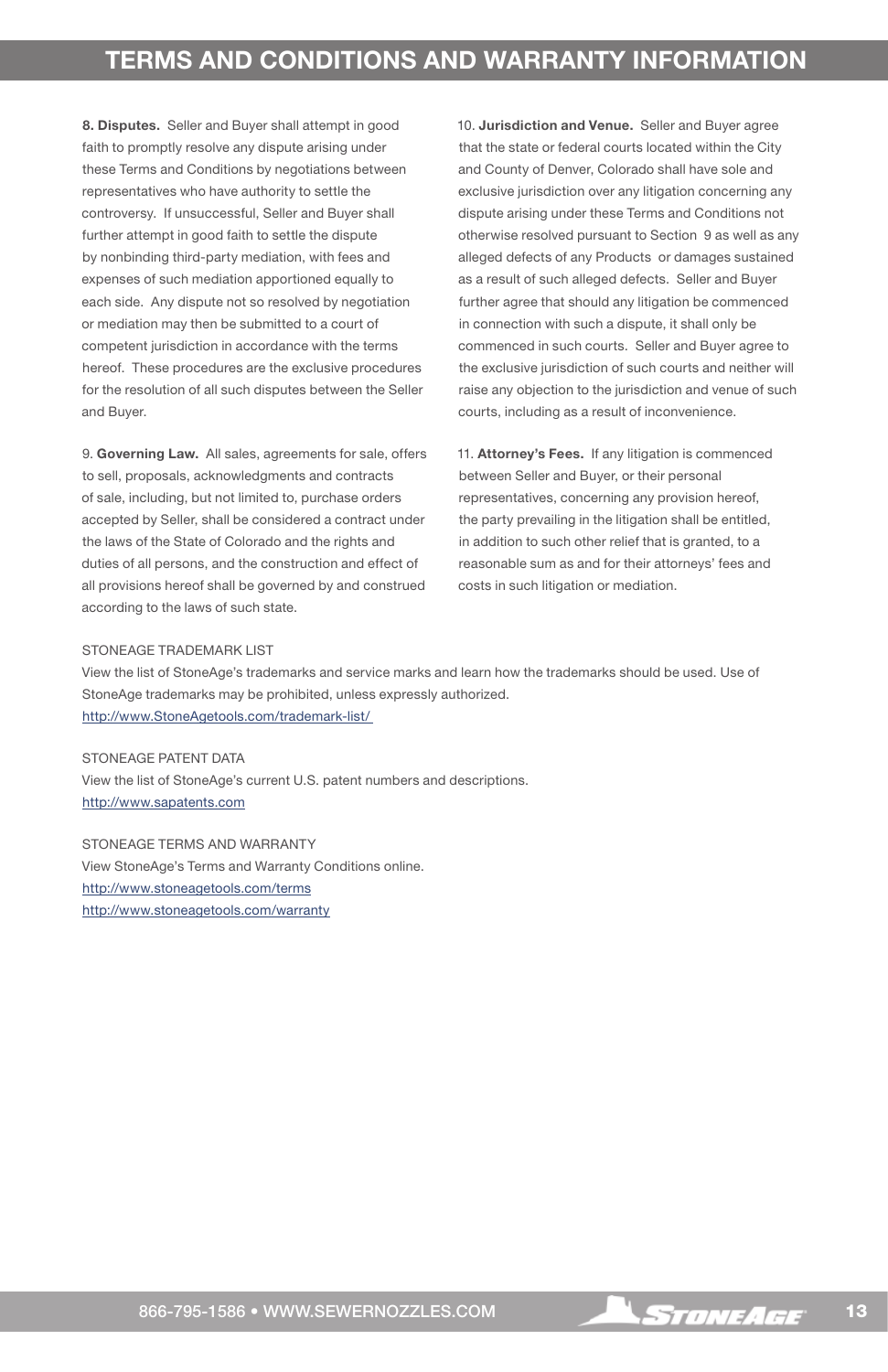# TERMS AND CONDITIONS AND WARRANTY INFORMATION

**8. Disputes.** Seller and Buyer shall attempt in good faith to promptly resolve any dispute arising under these Terms and Conditions by negotiations between representatives who have authority to settle the controversy. If unsuccessful, Seller and Buyer shall further attempt in good faith to settle the dispute by nonbinding third-party mediation, with fees and expenses of such mediation apportioned equally to each side. Any dispute not so resolved by negotiation or mediation may then be submitted to a court of competent jurisdiction in accordance with the terms hereof. These procedures are the exclusive procedures for the resolution of all such disputes between the Seller and Buyer.

9. **Governing Law.** All sales, agreements for sale, offers to sell, proposals, acknowledgments and contracts of sale, including, but not limited to, purchase orders accepted by Seller, shall be considered a contract under the laws of the State of Colorado and the rights and duties of all persons, and the construction and effect of all provisions hereof shall be governed by and construed according to the laws of such state.

10. **Jurisdiction and Venue.** Seller and Buyer agree that the state or federal courts located within the City and County of Denver, Colorado shall have sole and exclusive jurisdiction over any litigation concerning any dispute arising under these Terms and Conditions not otherwise resolved pursuant to Section 9 as well as any alleged defects of any Products or damages sustained as a result of such alleged defects. Seller and Buyer further agree that should any litigation be commenced in connection with such a dispute, it shall only be commenced in such courts. Seller and Buyer agree to the exclusive jurisdiction of such courts and neither will raise any objection to the jurisdiction and venue of such courts, including as a result of inconvenience.

11. **Attorney's Fees.** If any litigation is commenced between Seller and Buyer, or their personal representatives, concerning any provision hereof, the party prevailing in the litigation shall be entitled, in addition to such other relief that is granted, to a reasonable sum as and for their attorneys' fees and costs in such litigation or mediation.

STONEAGE TRADEMARK LIST

View the list of StoneAge's trademarks and service marks and learn how the trademarks should be used. Use of StoneAge trademarks may be prohibited, unless expressly authorized.
http://www.StoneAgetools.com/trademark-list/

STONEAGE PATENT DATA

View the list of StoneAge's current U.S. patent numbers and descriptions.
http://www.sapatents.com

STONEAGE TERMS AND WARRANTY

View StoneAge's Terms and Warranty Conditions online.
http://www.stoneagetools.com/terms
http://www.stoneagetools.com/warranty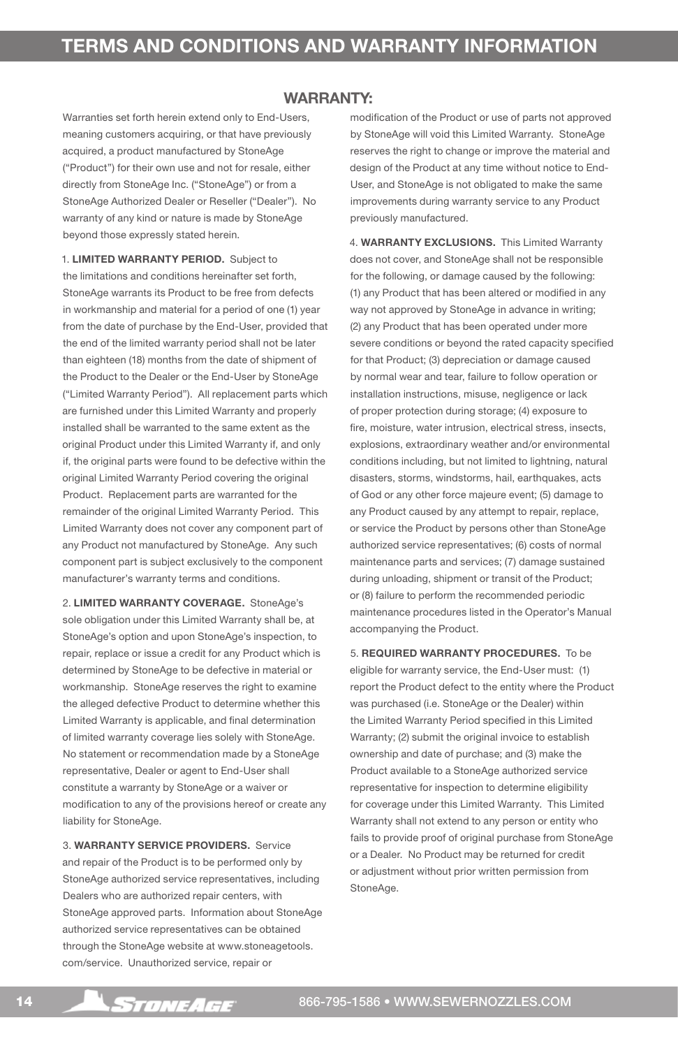# TERMS AND CONDITIONS AND WARRANTY INFORMATION

## WARRANTY:

Warranties set forth herein extend only to End-Users, meaning customers acquiring, or that have previously acquired, a product manufactured by StoneAge ("Product") for their own use and not for resale, either directly from StoneAge Inc. ("StoneAge") or from a StoneAge Authorized Dealer or Reseller ("Dealer"). No warranty of any kind or nature is made by StoneAge beyond those expressly stated herein.

1. **LIMITED WARRANTY PERIOD.** Subject to the limitations and conditions hereinafter set forth, StoneAge warrants its Product to be free from defects in workmanship and material for a period of one (1) year from the date of purchase by the End-User, provided that the end of the limited warranty period shall not be later than eighteen (18) months from the date of shipment of the Product to the Dealer or the End-User by StoneAge ("Limited Warranty Period"). All replacement parts which are furnished under this Limited Warranty and properly installed shall be warranted to the same extent as the original Product under this Limited Warranty if, and only if, the original parts were found to be defective within the original Limited Warranty Period covering the original Product. Replacement parts are warranted for the remainder of the original Limited Warranty Period. This Limited Warranty does not cover any component part of any Product not manufactured by StoneAge. Any such component part is subject exclusively to the component manufacturer's warranty terms and conditions.

2. **LIMITED WARRANTY COVERAGE.** StoneAge's sole obligation under this Limited Warranty shall be, at StoneAge's option and upon StoneAge's inspection, to repair, replace or issue a credit for any Product which is determined by StoneAge to be defective in material or workmanship. StoneAge reserves the right to examine the alleged defective Product to determine whether this Limited Warranty is applicable, and final determination of limited warranty coverage lies solely with StoneAge. No statement or recommendation made by a StoneAge representative, Dealer or agent to End-User shall constitute a warranty by StoneAge or a waiver or modification to any of the provisions hereof or create any liability for StoneAge.

3. **WARRANTY SERVICE PROVIDERS.** Service and repair of the Product is to be performed only by StoneAge authorized service representatives, including Dealers who are authorized repair centers, with StoneAge approved parts. Information about StoneAge authorized service representatives can be obtained through the StoneAge website at www.stoneagetools.com/service. Unauthorized service, repair or modification of the Product or use of parts not approved by StoneAge will void this Limited Warranty. StoneAge reserves the right to change or improve the material and design of the Product at any time without notice to End-User, and StoneAge is not obligated to make the same improvements during warranty service to any Product previously manufactured.

4. **WARRANTY EXCLUSIONS.** This Limited Warranty does not cover, and StoneAge shall not be responsible for the following, or damage caused by the following: (1) any Product that has been altered or modified in any way not approved by StoneAge in advance in writing; (2) any Product that has been operated under more severe conditions or beyond the rated capacity specified for that Product; (3) depreciation or damage caused by normal wear and tear, failure to follow operation or installation instructions, misuse, negligence or lack of proper protection during storage; (4) exposure to fire, moisture, water intrusion, electrical stress, insects, explosions, extraordinary weather and/or environmental conditions including, but not limited to lightning, natural disasters, storms, windstorms, hail, earthquakes, acts of God or any other force majeure event; (5) damage to any Product caused by any attempt to repair, replace, or service the Product by persons other than StoneAge authorized service representatives; (6) costs of normal maintenance parts and services; (7) damage sustained during unloading, shipment or transit of the Product; or (8) failure to perform the recommended periodic maintenance procedures listed in the Operator's Manual accompanying the Product.

5. **REQUIRED WARRANTY PROCEDURES.** To be eligible for warranty service, the End-User must: (1) report the Product defect to the entity where the Product was purchased (i.e. StoneAge or the Dealer) within the Limited Warranty Period specified in this Limited Warranty; (2) submit the original invoice to establish ownership and date of purchase; and (3) make the Product available to a StoneAge authorized service representative for inspection to determine eligibility for coverage under this Limited Warranty. This Limited Warranty shall not extend to any person or entity who fails to provide proof of original purchase from StoneAge or a Dealer. No Product may be returned for credit or adjustment without prior written permission from StoneAge.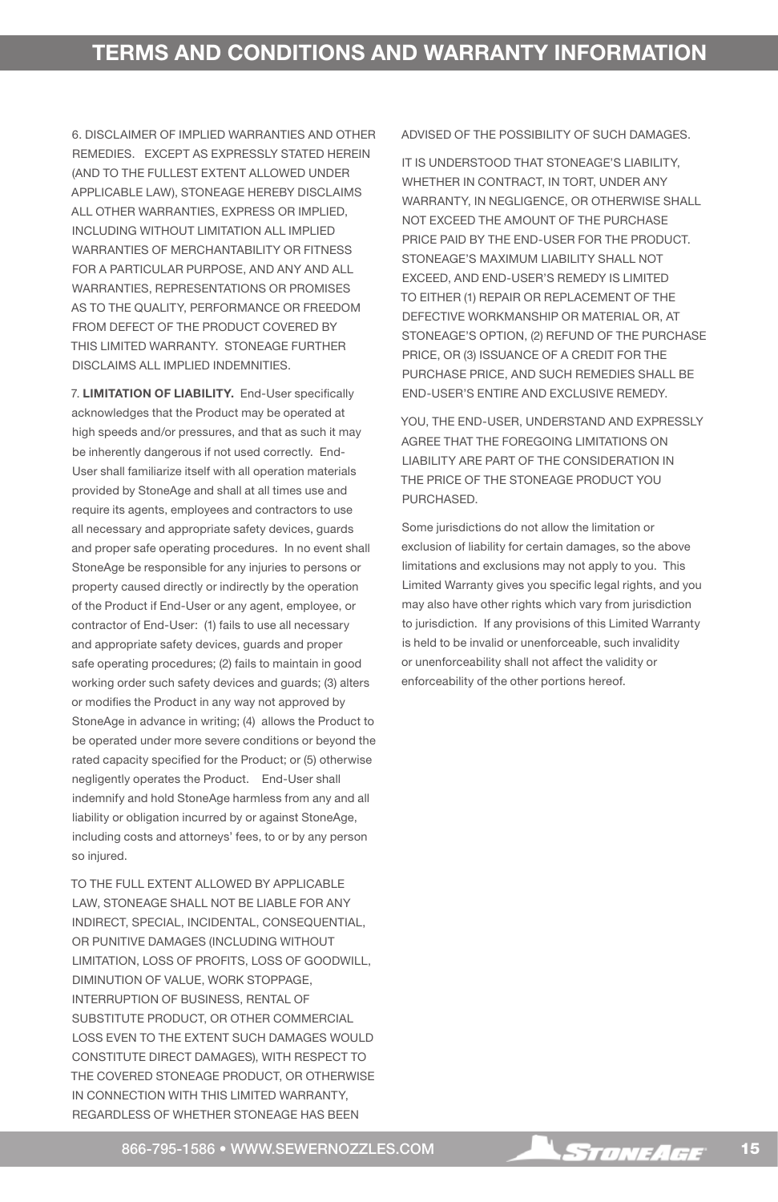## TERMS AND CONDITIONS AND WARRANTY INFORMATION

6. DISCLAIMER OF IMPLIED WARRANTIES AND OTHER REMEDIES. EXCEPT AS EXPRESSLY STATED HEREIN (AND TO THE FULLEST EXTENT ALLOWED UNDER APPLICABLE LAW), STONEAGE HEREBY DISCLAIMS ALL OTHER WARRANTIES, EXPRESS OR IMPLIED, INCLUDING WITHOUT LIMITATION ALL IMPLIED WARRANTIES OF MERCHANTABILITY OR FITNESS FOR A PARTICULAR PURPOSE, AND ANY AND ALL WARRANTIES, REPRESENTATIONS OR PROMISES AS TO THE QUALITY, PERFORMANCE OR FREEDOM FROM DEFECT OF THE PRODUCT COVERED BY THIS LIMITED WARRANTY. STONEAGE FURTHER DISCLAIMS ALL IMPLIED INDEMNITIES.

7. **LIMITATION OF LIABILITY.** End-User specifically acknowledges that the Product may be operated at high speeds and/or pressures, and that as such it may be inherently dangerous if not used correctly. End-User shall familiarize itself with all operation materials provided by StoneAge and shall at all times use and require its agents, employees and contractors to use all necessary and appropriate safety devices, guards and proper safe operating procedures. In no event shall StoneAge be responsible for any injuries to persons or property caused directly or indirectly by the operation of the Product if End-User or any agent, employee, or contractor of End-User: (1) fails to use all necessary and appropriate safety devices, guards and proper safe operating procedures; (2) fails to maintain in good working order such safety devices and guards; (3) alters or modifies the Product in any way not approved by StoneAge in advance in writing; (4) allows the Product to be operated under more severe conditions or beyond the rated capacity specified for the Product; or (5) otherwise negligently operates the Product. End-User shall indemnify and hold StoneAge harmless from any and all liability or obligation incurred by or against StoneAge, including costs and attorneys' fees, to or by any person so injured.

TO THE FULL EXTENT ALLOWED BY APPLICABLE LAW, STONEAGE SHALL NOT BE LIABLE FOR ANY INDIRECT, SPECIAL, INCIDENTAL, CONSEQUENTIAL, OR PUNITIVE DAMAGES (INCLUDING WITHOUT LIMITATION, LOSS OF PROFITS, LOSS OF GOODWILL, DIMINUTION OF VALUE, WORK STOPPAGE, INTERRUPTION OF BUSINESS, RENTAL OF SUBSTITUTE PRODUCT, OR OTHER COMMERCIAL LOSS EVEN TO THE EXTENT SUCH DAMAGES WOULD CONSTITUTE DIRECT DAMAGES), WITH RESPECT TO THE COVERED STONEAGE PRODUCT, OR OTHERWISE IN CONNECTION WITH THIS LIMITED WARRANTY, REGARDLESS OF WHETHER STONEAGE HAS BEEN ADVISED OF THE POSSIBILITY OF SUCH DAMAGES.

IT IS UNDERSTOOD THAT STONEAGE'S LIABILITY, WHETHER IN CONTRACT, IN TORT, UNDER ANY WARRANTY, IN NEGLIGENCE, OR OTHERWISE SHALL NOT EXCEED THE AMOUNT OF THE PURCHASE PRICE PAID BY THE END-USER FOR THE PRODUCT. STONEAGE'S MAXIMUM LIABILITY SHALL NOT EXCEED, AND END-USER'S REMEDY IS LIMITED TO EITHER (1) REPAIR OR REPLACEMENT OF THE DEFECTIVE WORKMANSHIP OR MATERIAL OR, AT STONEAGE'S OPTION, (2) REFUND OF THE PURCHASE PRICE, OR (3) ISSUANCE OF A CREDIT FOR THE PURCHASE PRICE, AND SUCH REMEDIES SHALL BE END-USER'S ENTIRE AND EXCLUSIVE REMEDY.

YOU, THE END-USER, UNDERSTAND AND EXPRESSLY AGREE THAT THE FOREGOING LIMITATIONS ON LIABILITY ARE PART OF THE CONSIDERATION IN THE PRICE OF THE STONEAGE PRODUCT YOU PURCHASED.

Some jurisdictions do not allow the limitation or exclusion of liability for certain damages, so the above limitations and exclusions may not apply to you. This Limited Warranty gives you specific legal rights, and you may also have other rights which vary from jurisdiction to jurisdiction. If any provisions of this Limited Warranty is held to be invalid or unenforceable, such invalidity or unenforceability shall not affect the validity or enforceability of the other portions hereof.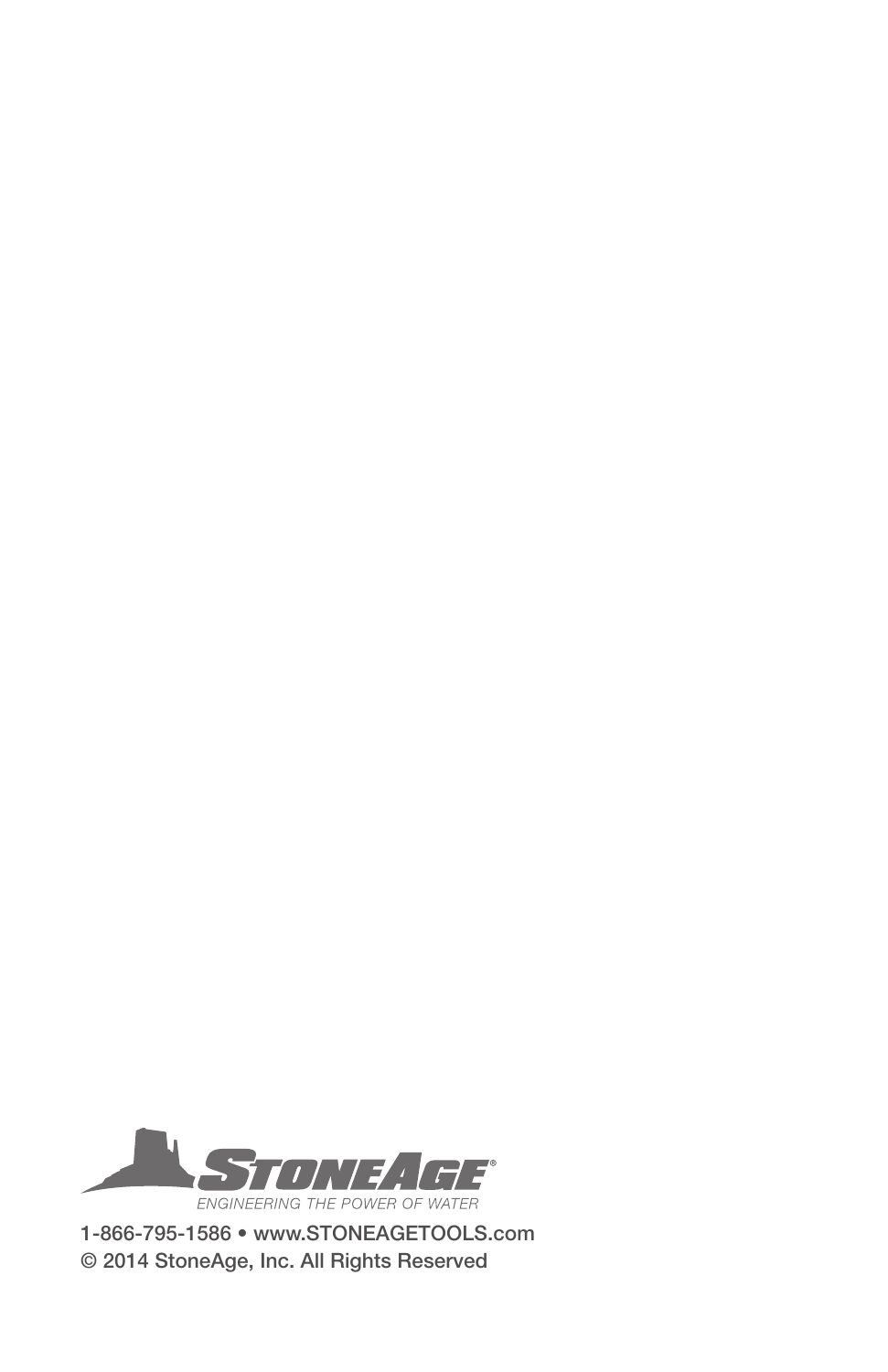STONEAGE®

ENGINEERING THE POWER OF WATER

1-866-795-1586 • www.STONEAGETOOLS.com

© 2014 StoneAge, Inc. All Rights Reserved